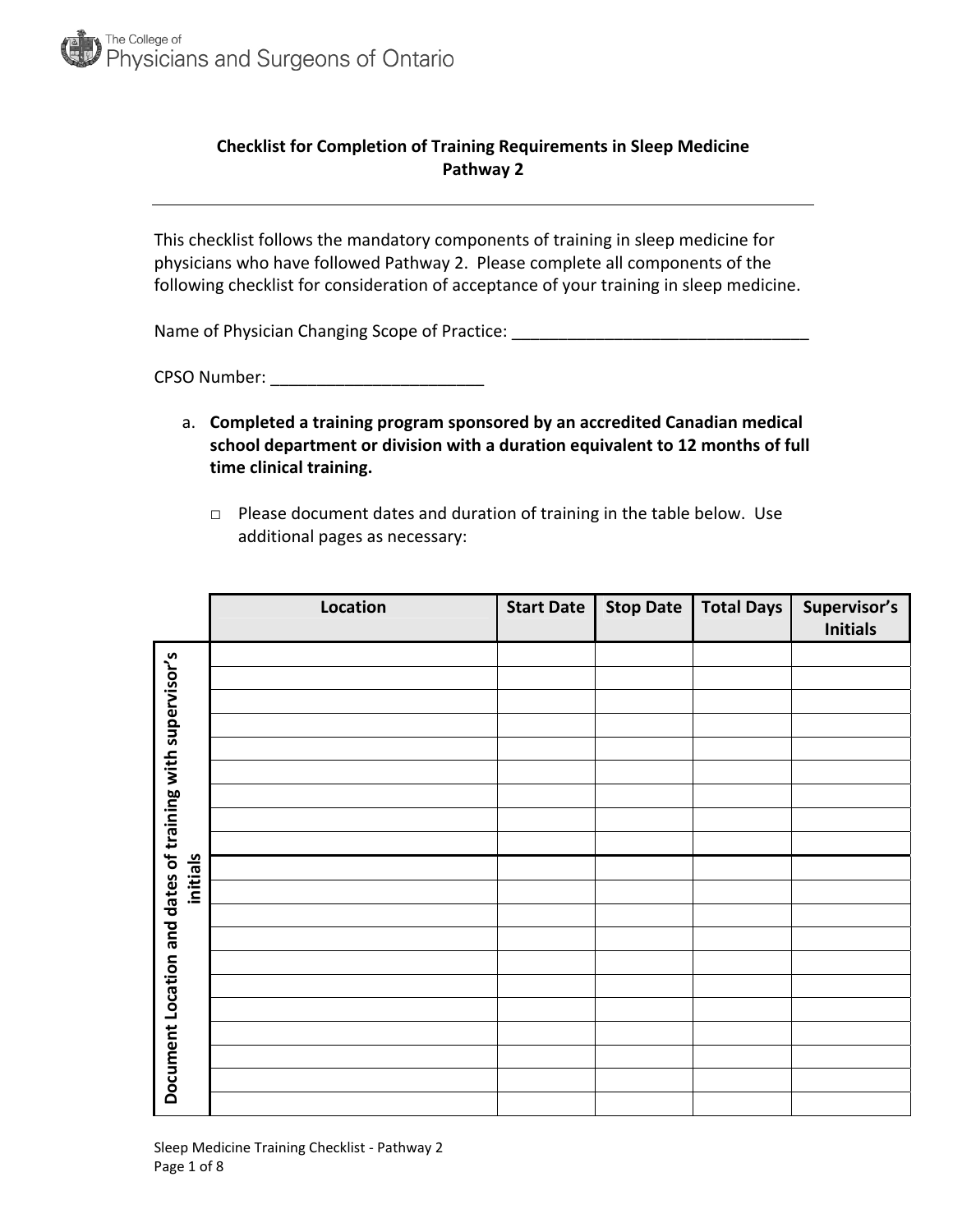The College of Physicians and Surgeons of Ontario

## Checklist for Completion of Training Requirements in Sleep Medicine
## Pathway 2

---

This checklist follows the mandatory components of training in sleep medicine for physicians who have followed Pathway 2. Please complete all components of the following checklist for consideration of acceptance of your training in sleep medicine.

Name of Physician Changing Scope of Practice: ________________________________

CPSO Number: _______________________

a. **Completed a training program sponsored by an accredited Canadian medical school department or division with a duration equivalent to 12 months of full time clinical training.**

   □ Please document dates and duration of training in the table below. Use additional pages as necessary:

| Document Location and dates of training with supervisor's initials | Location | Start Date | Stop Date | Total Days | Supervisor's Initials |
|---|---|---|---|---|---|
| | | | | | |
| | | | | | |
| | | | | | |
| | | | | | |
| | | | | | |
| | | | | | |
| | | | | | |
| | | | | | |
| | | | | | |
| | | | | | |
| | | | | | |
| | | | | | |
| | | | | | |
| | | | | | |
| | | | | | |
| | | | | | |
| | | | | | |
| | | | | | |
| | | | | | |
| | | | | | |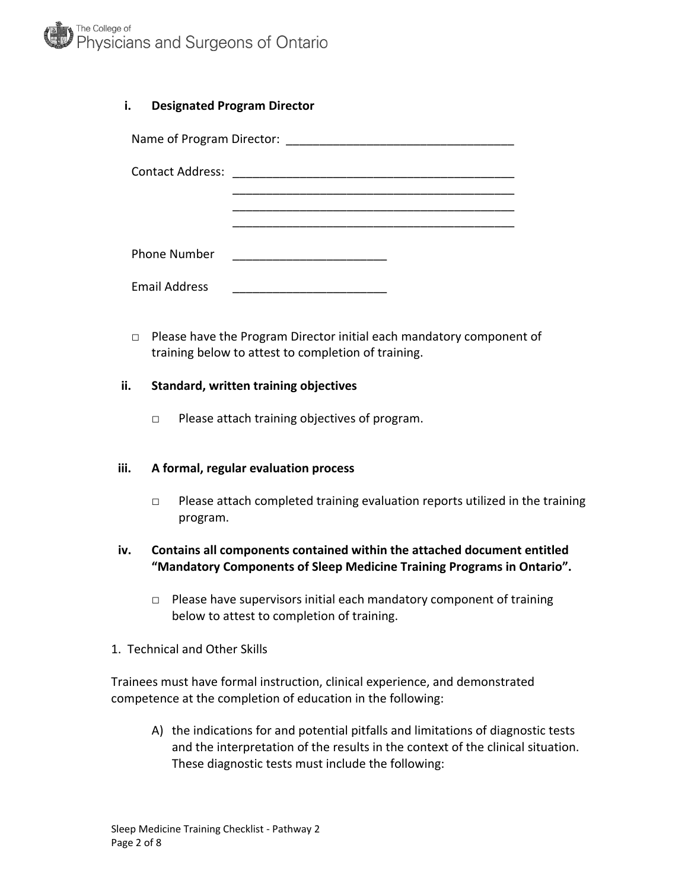### i. Designated Program Director

Name of Program Director: ___________________________________

Contact Address: ___________________________________________
___________________________________________
___________________________________________
___________________________________________

Phone Number _______________________

Email Address _______________________

□ Please have the Program Director initial each mandatory component of training below to attest to completion of training.

### ii. Standard, written training objectives

□ Please attach training objectives of program.

### iii. A formal, regular evaluation process

□ Please attach completed training evaluation reports utilized in the training program.

### iv. Contains all components contained within the attached document entitled "Mandatory Components of Sleep Medicine Training Programs in Ontario".

□ Please have supervisors initial each mandatory component of training below to attest to completion of training.

1. Technical and Other Skills

Trainees must have formal instruction, clinical experience, and demonstrated competence at the completion of education in the following:

A) the indications for and potential pitfalls and limitations of diagnostic tests and the interpretation of the results in the context of the clinical situation. These diagnostic tests must include the following: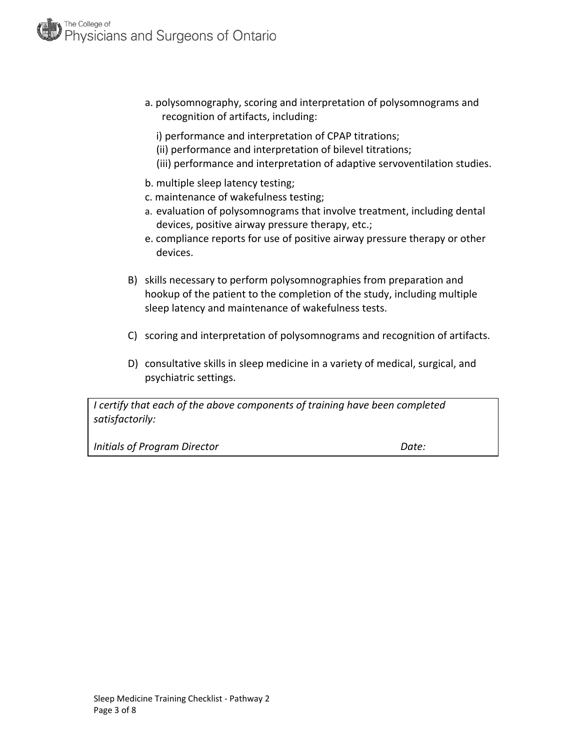a. polysomnography, scoring and interpretation of polysomnograms and recognition of artifacts, including:

   i) performance and interpretation of CPAP titrations;
   (ii) performance and interpretation of bilevel titrations;
   (iii) performance and interpretation of adaptive servoventilation studies.

b. multiple sleep latency testing;
c. maintenance of wakefulness testing;
a. evaluation of polysomnograms that involve treatment, including dental devices, positive airway pressure therapy, etc.;
e. compliance reports for use of positive airway pressure therapy or other devices.

B) skills necessary to perform polysomnographies from preparation and hookup of the patient to the completion of the study, including multiple sleep latency and maintenance of wakefulness tests.

C) scoring and interpretation of polysomnograms and recognition of artifacts.

D) consultative skills in sleep medicine in a variety of medical, surgical, and psychiatric settings.

| *I certify that each of the above components of training have been completed satisfactorily:* | |
|---|---|
| *Initials of Program Director* | *Date:* |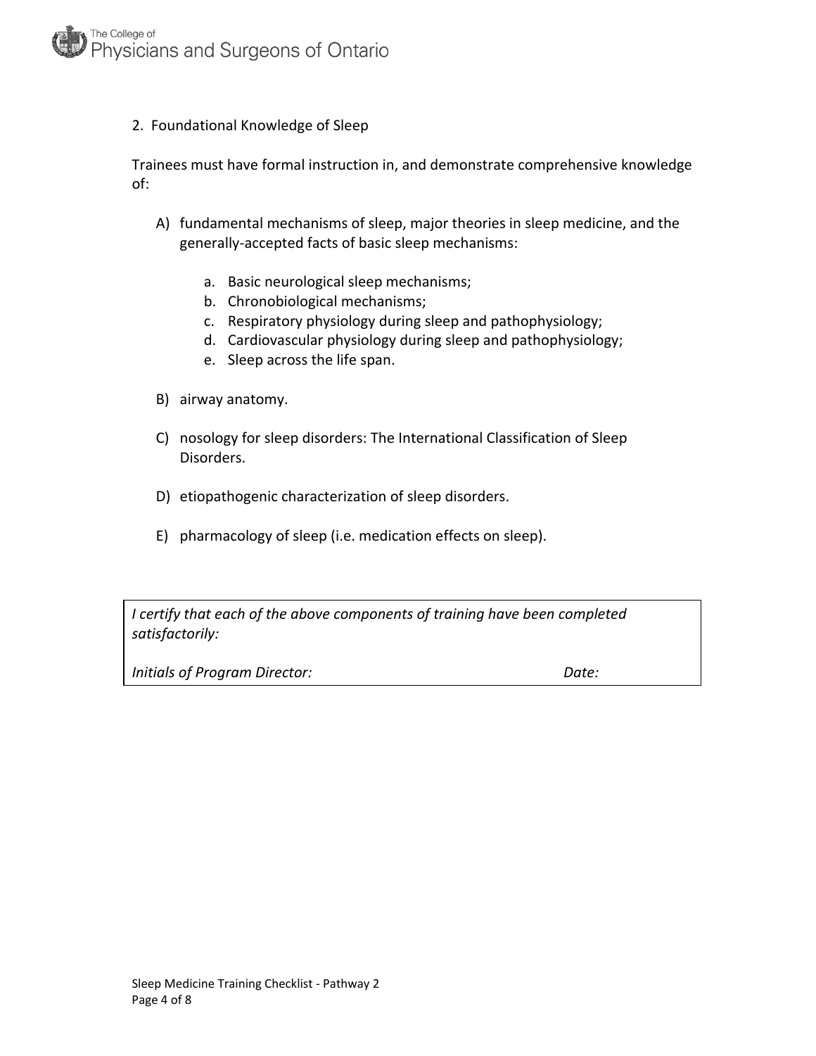## 2. Foundational Knowledge of Sleep

Trainees must have formal instruction in, and demonstrate comprehensive knowledge of:

A) fundamental mechanisms of sleep, major theories in sleep medicine, and the generally-accepted facts of basic sleep mechanisms:

   a. Basic neurological sleep mechanisms;
   b. Chronobiological mechanisms;
   c. Respiratory physiology during sleep and pathophysiology;
   d. Cardiovascular physiology during sleep and pathophysiology;
   e. Sleep across the life span.

B) airway anatomy.

C) nosology for sleep disorders: The International Classification of Sleep Disorders.

D) etiopathogenic characterization of sleep disorders.

E) pharmacology of sleep (i.e. medication effects on sleep).

| *I certify that each of the above components of training have been completed satisfactorily:* | |
|---|---|
| *Initials of Program Director:* | *Date:* |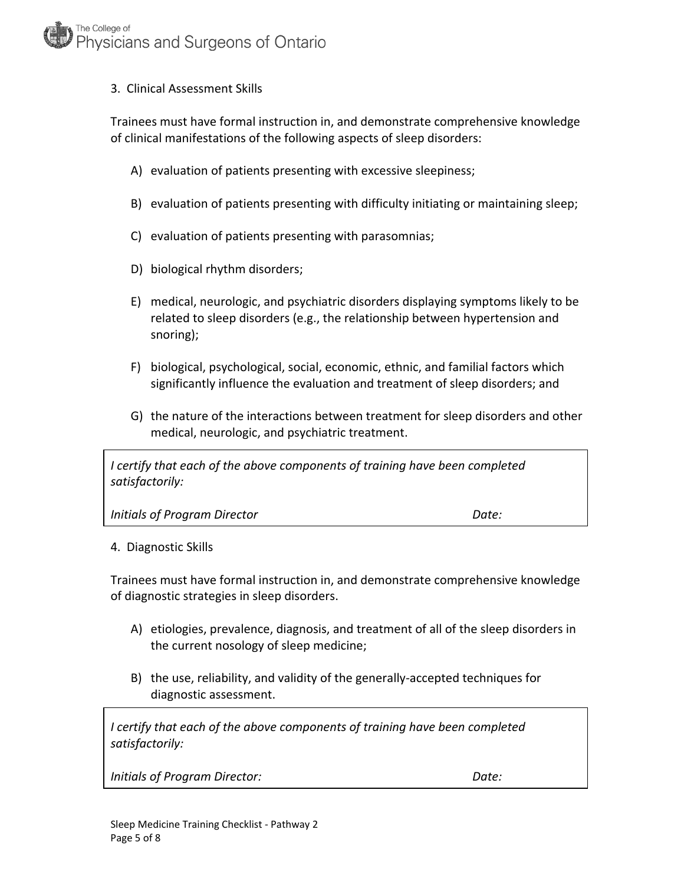## 3. Clinical Assessment Skills

Trainees must have formal instruction in, and demonstrate comprehensive knowledge of clinical manifestations of the following aspects of sleep disorders:

A) evaluation of patients presenting with excessive sleepiness;

B) evaluation of patients presenting with difficulty initiating or maintaining sleep;

C) evaluation of patients presenting with parasomnias;

D) biological rhythm disorders;

E) medical, neurologic, and psychiatric disorders displaying symptoms likely to be related to sleep disorders (e.g., the relationship between hypertension and snoring);

F) biological, psychological, social, economic, ethnic, and familial factors which significantly influence the evaluation and treatment of sleep disorders; and

G) the nature of the interactions between treatment for sleep disorders and other medical, neurologic, and psychiatric treatment.

*I certify that each of the above components of training have been completed satisfactorily:*

*Initials of Program Director* *Date:*

## 4. Diagnostic Skills

Trainees must have formal instruction in, and demonstrate comprehensive knowledge of diagnostic strategies in sleep disorders.

A) etiologies, prevalence, diagnosis, and treatment of all of the sleep disorders in the current nosology of sleep medicine;

B) the use, reliability, and validity of the generally-accepted techniques for diagnostic assessment.

*I certify that each of the above components of training have been completed satisfactorily:*

*Initials of Program Director:* *Date:*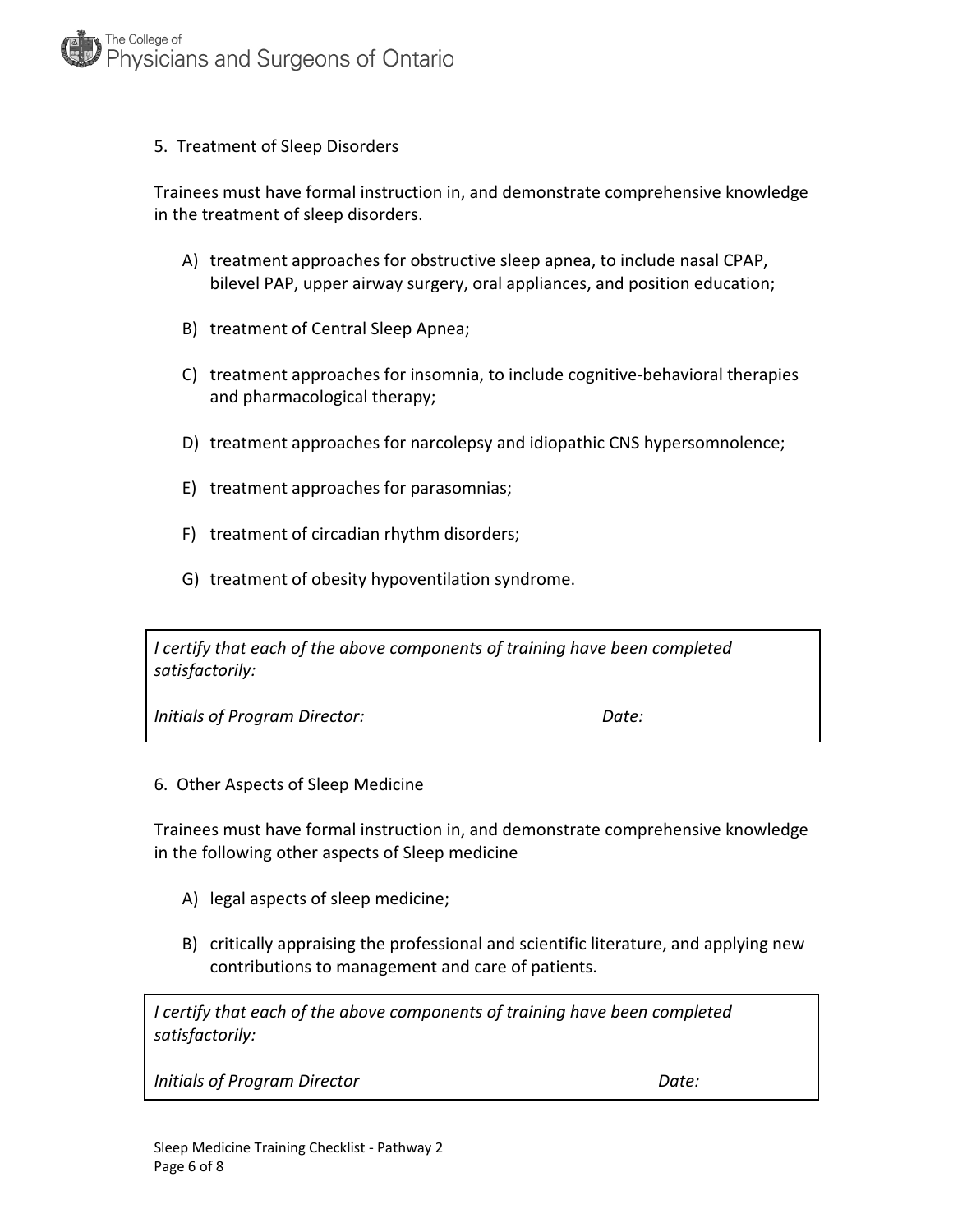## 5. Treatment of Sleep Disorders

Trainees must have formal instruction in, and demonstrate comprehensive knowledge in the treatment of sleep disorders.

A) treatment approaches for obstructive sleep apnea, to include nasal CPAP, bilevel PAP, upper airway surgery, oral appliances, and position education;

B) treatment of Central Sleep Apnea;

C) treatment approaches for insomnia, to include cognitive-behavioral therapies and pharmacological therapy;

D) treatment approaches for narcolepsy and idiopathic CNS hypersomnolence;

E) treatment approaches for parasomnias;

F) treatment of circadian rhythm disorders;

G) treatment of obesity hypoventilation syndrome.

| *I certify that each of the above components of training have been completed satisfactorily:* | |
|---|---|
| *Initials of Program Director:* | *Date:* |

## 6. Other Aspects of Sleep Medicine

Trainees must have formal instruction in, and demonstrate comprehensive knowledge in the following other aspects of Sleep medicine

A) legal aspects of sleep medicine;

B) critically appraising the professional and scientific literature, and applying new contributions to management and care of patients.

| *I certify that each of the above components of training have been completed satisfactorily:* | |
|---|---|
| *Initials of Program Director* | *Date:* |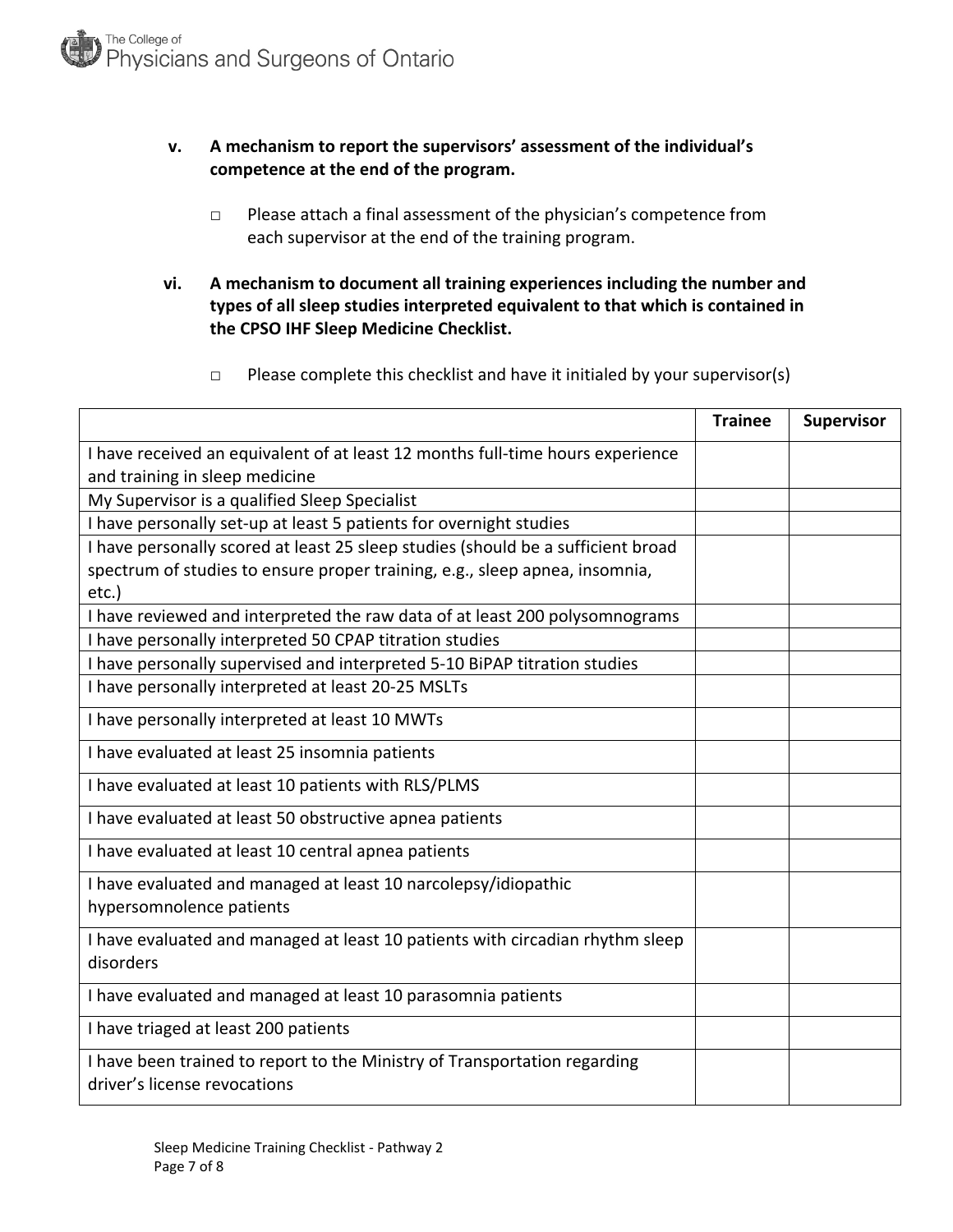**v. A mechanism to report the supervisors' assessment of the individual's competence at the end of the program.**

- ☐ Please attach a final assessment of the physician's competence from each supervisor at the end of the training program.

**vi. A mechanism to document all training experiences including the number and types of all sleep studies interpreted equivalent to that which is contained in the CPSO IHF Sleep Medicine Checklist.**

- ☐ Please complete this checklist and have it initialed by your supervisor(s)

| | Trainee | Supervisor |
|---|---|---|
| I have received an equivalent of at least 12 months full-time hours experience and training in sleep medicine | | |
| My Supervisor is a qualified Sleep Specialist | | |
| I have personally set-up at least 5 patients for overnight studies | | |
| I have personally scored at least 25 sleep studies (should be a sufficient broad spectrum of studies to ensure proper training, e.g., sleep apnea, insomnia, etc.) | | |
| I have reviewed and interpreted the raw data of at least 200 polysomnograms | | |
| I have personally interpreted 50 CPAP titration studies | | |
| I have personally supervised and interpreted 5-10 BiPAP titration studies | | |
| I have personally interpreted at least 20-25 MSLTs | | |
| I have personally interpreted at least 10 MWTs | | |
| I have evaluated at least 25 insomnia patients | | |
| I have evaluated at least 10 patients with RLS/PLMS | | |
| I have evaluated at least 50 obstructive apnea patients | | |
| I have evaluated at least 10 central apnea patients | | |
| I have evaluated and managed at least 10 narcolepsy/idiopathic hypersomnolence patients | | |
| I have evaluated and managed at least 10 patients with circadian rhythm sleep disorders | | |
| I have evaluated and managed at least 10 parasomnia patients | | |
| I have triaged at least 200 patients | | |
| I have been trained to report to the Ministry of Transportation regarding driver's license revocations | | |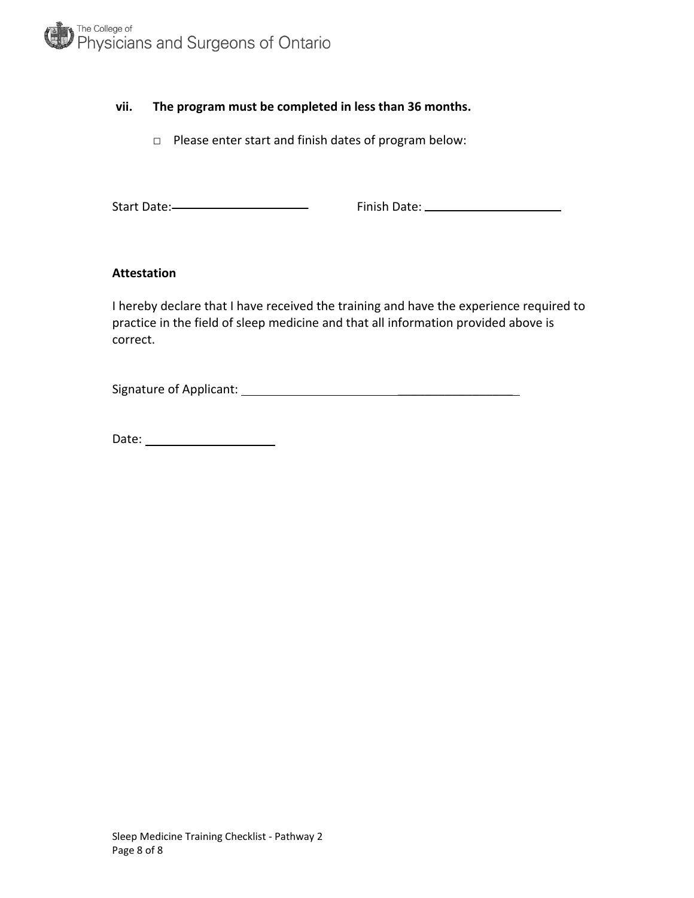**vii. The program must be completed in less than 36 months.**

□ Please enter start and finish dates of program below:

Start Date: ____________________ Finish Date: ____________________

**Attestation**

I hereby declare that I have received the training and have the experience required to practice in the field of sleep medicine and that all information provided above is correct.

Signature of Applicant: ________________________________________

Date: ____________________